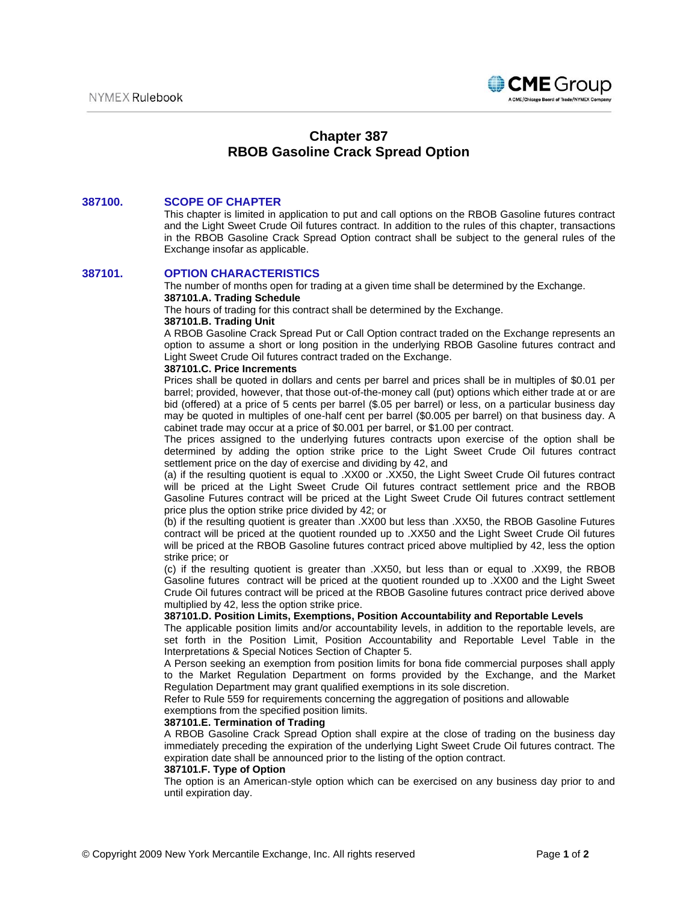# Chapter 387
# RBOB Gasoline Crack Spread Option

## 387100. SCOPE OF CHAPTER

This chapter is limited in application to put and call options on the RBOB Gasoline futures contract and the Light Sweet Crude Oil futures contract. In addition to the rules of this chapter, transactions in the RBOB Gasoline Crack Spread Option contract shall be subject to the general rules of the Exchange insofar as applicable.

## 387101. OPTION CHARACTERISTICS

The number of months open for trading at a given time shall be determined by the Exchange.

**387101.A. Trading Schedule**

The hours of trading for this contract shall be determined by the Exchange.

**387101.B. Trading Unit**

A RBOB Gasoline Crack Spread Put or Call Option contract traded on the Exchange represents an option to assume a short or long position in the underlying RBOB Gasoline futures contract and Light Sweet Crude Oil futures contract traded on the Exchange.

**387101.C. Price Increments**

Prices shall be quoted in dollars and cents per barrel and prices shall be in multiples of $0.01 per barrel; provided, however, that those out-of-the-money call (put) options which either trade at or are bid (offered) at a price of 5 cents per barrel ($.05 per barrel) or less, on a particular business day may be quoted in multiples of one-half cent per barrel ($0.005 per barrel) on that business day. A cabinet trade may occur at a price of $0.001 per barrel, or $1.00 per contract.

The prices assigned to the underlying futures contracts upon exercise of the option shall be determined by adding the option strike price to the Light Sweet Crude Oil futures contract settlement price on the day of exercise and dividing by 42, and

(a) if the resulting quotient is equal to .XX00 or .XX50, the Light Sweet Crude Oil futures contract will be priced at the Light Sweet Crude Oil futures contract settlement price and the RBOB Gasoline Futures contract will be priced at the Light Sweet Crude Oil futures contract settlement price plus the option strike price divided by 42; or

(b) if the resulting quotient is greater than .XX00 but less than .XX50, the RBOB Gasoline Futures contract will be priced at the quotient rounded up to .XX50 and the Light Sweet Crude Oil futures will be priced at the RBOB Gasoline futures contract priced above multiplied by 42, less the option strike price; or

(c) if the resulting quotient is greater than .XX50, but less than or equal to .XX99, the RBOB Gasoline futures contract will be priced at the quotient rounded up to .XX00 and the Light Sweet Crude Oil futures contract will be priced at the RBOB Gasoline futures contract price derived above multiplied by 42, less the option strike price.

**387101.D. Position Limits, Exemptions, Position Accountability and Reportable Levels**

The applicable position limits and/or accountability levels, in addition to the reportable levels, are set forth in the Position Limit, Position Accountability and Reportable Level Table in the Interpretations & Special Notices Section of Chapter 5.

A Person seeking an exemption from position limits for bona fide commercial purposes shall apply to the Market Regulation Department on forms provided by the Exchange, and the Market Regulation Department may grant qualified exemptions in its sole discretion.

Refer to Rule 559 for requirements concerning the aggregation of positions and allowable exemptions from the specified position limits.

**387101.E. Termination of Trading**

A RBOB Gasoline Crack Spread Option shall expire at the close of trading on the business day immediately preceding the expiration of the underlying Light Sweet Crude Oil futures contract. The expiration date shall be announced prior to the listing of the option contract.

**387101.F. Type of Option**

The option is an American-style option which can be exercised on any business day prior to and until expiration day.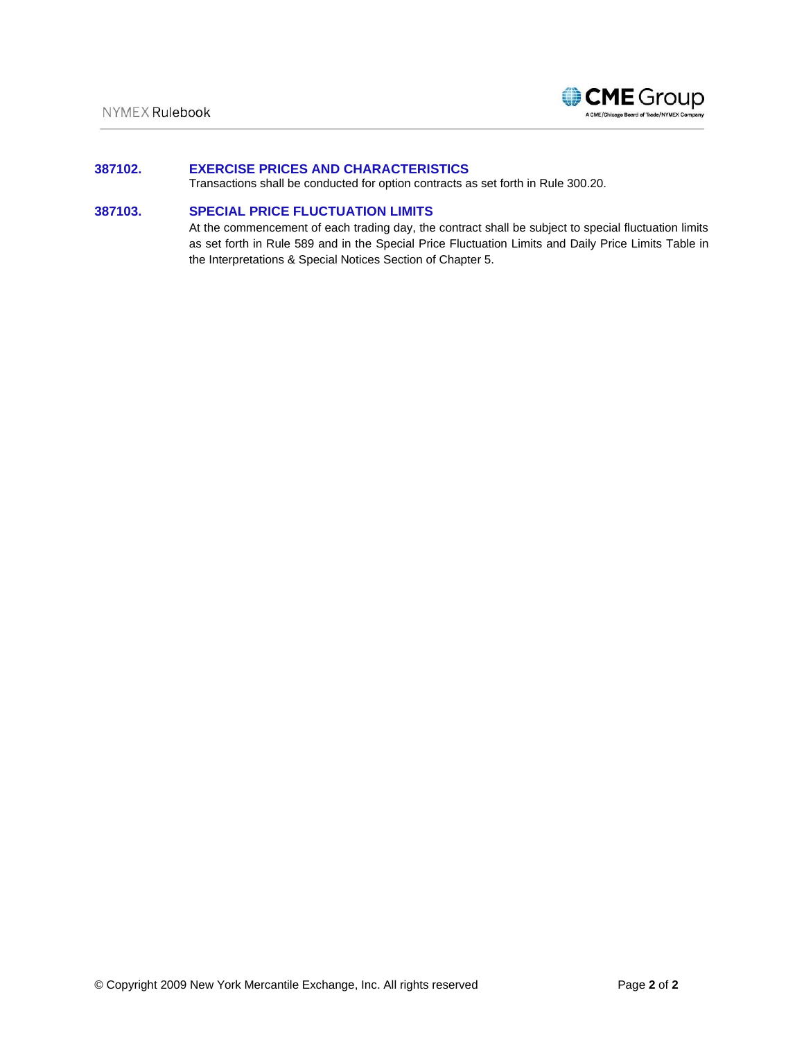### 387102. EXERCISE PRICES AND CHARACTERISTICS

Transactions shall be conducted for option contracts as set forth in Rule 300.20.

### 387103. SPECIAL PRICE FLUCTUATION LIMITS

At the commencement of each trading day, the contract shall be subject to special fluctuation limits as set forth in Rule 589 and in the Special Price Fluctuation Limits and Daily Price Limits Table in the Interpretations & Special Notices Section of Chapter 5.